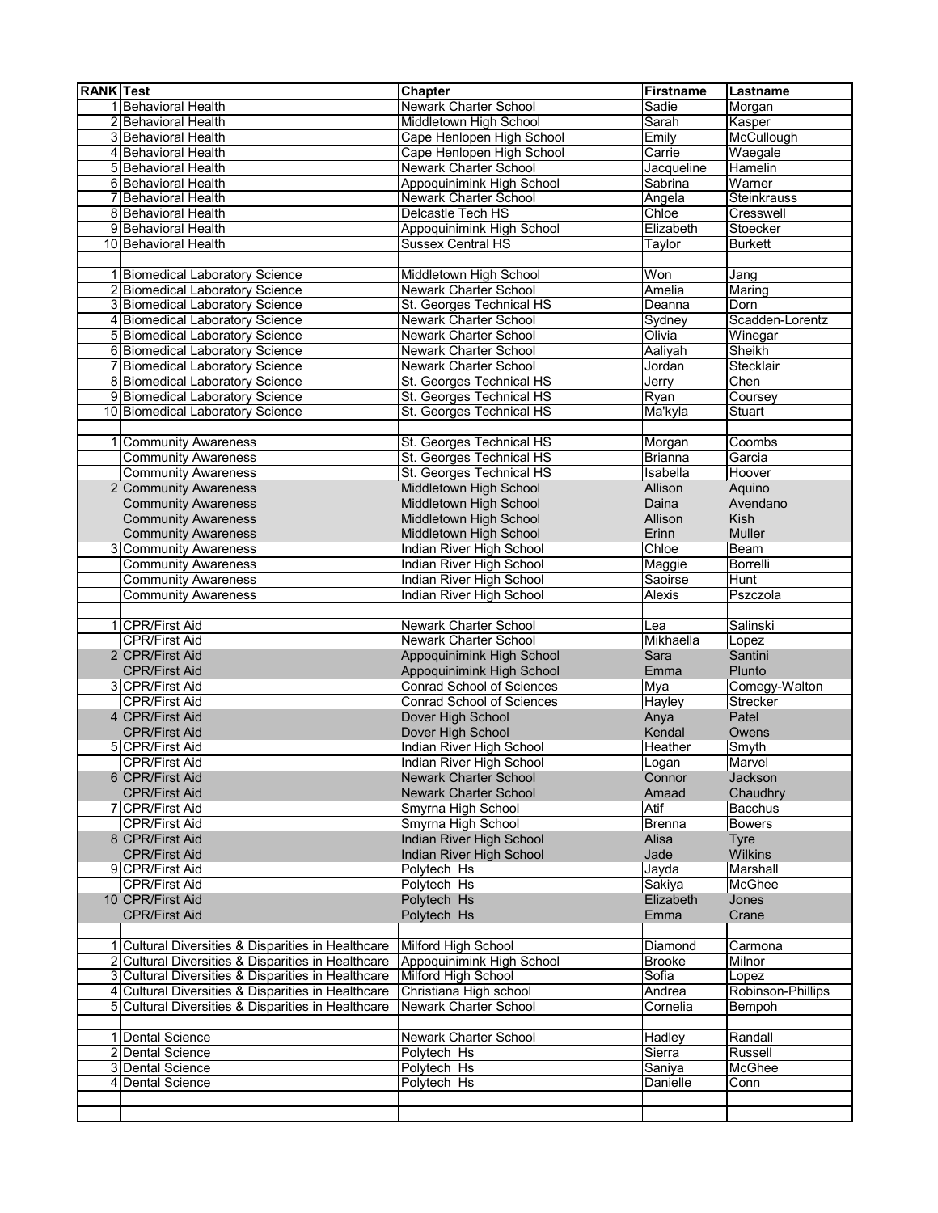| RANK | Test | Chapter | Firstname | Lastname |
|---|---|---|---|---|
| 1 | Behavioral Health | Newark Charter School | Sadie | Morgan |
| 2 | Behavioral Health | Middletown High School | Sarah | Kasper |
| 3 | Behavioral Health | Cape Henlopen High School | Emily | McCullough |
| 4 | Behavioral Health | Cape Henlopen High School | Carrie | Waegale |
| 5 | Behavioral Health | Newark Charter School | Jacqueline | Hamelin |
| 6 | Behavioral Health | Appoquinimink High School | Sabrina | Warner |
| 7 | Behavioral Health | Newark Charter School | Angela | Steinkrauss |
| 8 | Behavioral Health | Delcastle Tech HS | Chloe | Cresswell |
| 9 | Behavioral Health | Appoquinimink High School | Elizabeth | Stoecker |
| 10 | Behavioral Health | Sussex Central HS | Taylor | Burkett |
| | | | | |
| 1 | Biomedical Laboratory Science | Middletown High School | Won | Jang |
| 2 | Biomedical Laboratory Science | Newark Charter School | Amelia | Maring |
| 3 | Biomedical Laboratory Science | St. Georges Technical HS | Deanna | Dorn |
| 4 | Biomedical Laboratory Science | Newark Charter School | Sydney | Scadden-Lorentz |
| 5 | Biomedical Laboratory Science | Newark Charter School | Olivia | Winegar |
| 6 | Biomedical Laboratory Science | Newark Charter School | Aaliyah | Sheikh |
| 7 | Biomedical Laboratory Science | Newark Charter School | Jordan | Stecklair |
| 8 | Biomedical Laboratory Science | St. Georges Technical HS | Jerry | Chen |
| 9 | Biomedical Laboratory Science | St. Georges Technical HS | Ryan | Coursey |
| 10 | Biomedical Laboratory Science | St. Georges Technical HS | Ma'kyla | Stuart |
| | | | | |
| 1 | Community Awareness | St. Georges Technical HS | Morgan | Coombs |
| | Community Awareness | St. Georges Technical HS | Brianna | Garcia |
| | Community Awareness | St. Georges Technical HS | Isabella | Hoover |
| 2 | Community Awareness | Middletown High School | Allison | Aquino |
| | Community Awareness | Middletown High School | Daina | Avendano |
| | Community Awareness | Middletown High School | Allison | Kish |
| | Community Awareness | Middletown High School | Erinn | Muller |
| 3 | Community Awareness | Indian River High School | Chloe | Beam |
| | Community Awareness | Indian River High School | Maggie | Borrelli |
| | Community Awareness | Indian River High School | Saoirse | Hunt |
| | Community Awareness | Indian River High School | Alexis | Pszczola |
| | | | | |
| 1 | CPR/First Aid | Newark Charter School | Lea | Salinski |
| | CPR/First Aid | Newark Charter School | Mikhaella | Lopez |
| 2 | CPR/First Aid | Appoquinimink High School | Sara | Santini |
| | CPR/First Aid | Appoquinimink High School | Emma | Plunto |
| 3 | CPR/First Aid | Conrad School of Sciences | Mya | Comegy-Walton |
| | CPR/First Aid | Conrad School of Sciences | Hayley | Strecker |
| 4 | CPR/First Aid | Dover High School | Anya | Patel |
| | CPR/First Aid | Dover High School | Kendal | Owens |
| 5 | CPR/First Aid | Indian River High School | Heather | Smyth |
| | CPR/First Aid | Indian River High School | Logan | Marvel |
| 6 | CPR/First Aid | Newark Charter School | Connor | Jackson |
| | CPR/First Aid | Newark Charter School | Amaad | Chaudhry |
| 7 | CPR/First Aid | Smyrna High School | Atif | Bacchus |
| | CPR/First Aid | Smyrna High School | Brenna | Bowers |
| 8 | CPR/First Aid | Indian River High School | Alisa | Tyre |
| | CPR/First Aid | Indian River High School | Jade | Wilkins |
| 9 | CPR/First Aid | Polytech Hs | Jayda | Marshall |
| | CPR/First Aid | Polytech Hs | Sakiya | McGhee |
| 10 | CPR/First Aid | Polytech Hs | Elizabeth | Jones |
| | CPR/First Aid | Polytech Hs | Emma | Crane |
| | | | | |
| 1 | Cultural Diversities & Disparities in Healthcare | Milford High School | Diamond | Carmona |
| 2 | Cultural Diversities & Disparities in Healthcare | Appoquinimink High School | Brooke | Milnor |
| 3 | Cultural Diversities & Disparities in Healthcare | Milford High School | Sofia | Lopez |
| 4 | Cultural Diversities & Disparities in Healthcare | Christiana High school | Andrea | Robinson-Phillips |
| 5 | Cultural Diversities & Disparities in Healthcare | Newark Charter School | Cornelia | Bempoh |
| | | | | |
| 1 | Dental Science | Newark Charter School | Hadley | Randall |
| 2 | Dental Science | Polytech Hs | Sierra | Russell |
| 3 | Dental Science | Polytech Hs | Saniya | McGhee |
| 4 | Dental Science | Polytech Hs | Danielle | Conn |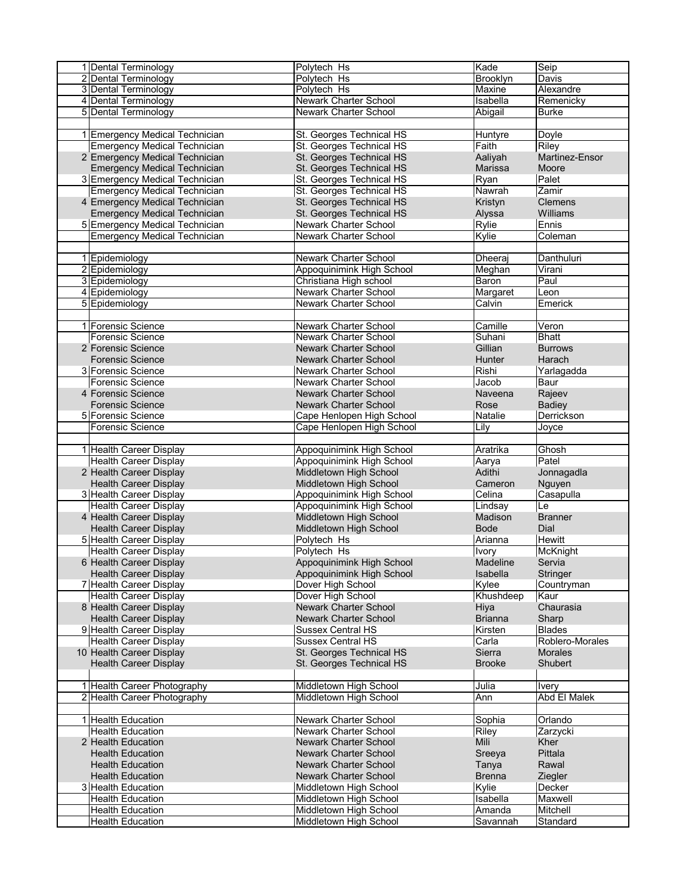| | | | | |
|---|---|---|---|---|
| 1 | Dental Terminology | Polytech Hs | Kade | Seip |
| 2 | Dental Terminology | Polytech Hs | Brooklyn | Davis |
| 3 | Dental Terminology | Polytech Hs | Maxine | Alexandre |
| 4 | Dental Terminology | Newark Charter School | Isabella | Remenicky |
| 5 | Dental Terminology | Newark Charter School | Abigail | Burke |
| | | | | |
| 1 | Emergency Medical Technician | St. Georges Technical HS | Huntyre | Doyle |
| | Emergency Medical Technician | St. Georges Technical HS | Faith | Riley |
| 2 | Emergency Medical Technician | St. Georges Technical HS | Aaliyah | Martinez-Ensor |
| | Emergency Medical Technician | St. Georges Technical HS | Marissa | Moore |
| 3 | Emergency Medical Technician | St. Georges Technical HS | Ryan | Palet |
| | Emergency Medical Technician | St. Georges Technical HS | Nawrah | Zamir |
| 4 | Emergency Medical Technician | St. Georges Technical HS | Kristyn | Clemens |
| | Emergency Medical Technician | St. Georges Technical HS | Alyssa | Williams |
| 5 | Emergency Medical Technician | Newark Charter School | Rylie | Ennis |
| | Emergency Medical Technician | Newark Charter School | Kylie | Coleman |
| | | | | |
| 1 | Epidemiology | Newark Charter School | Dheeraj | Danthuluri |
| 2 | Epidemiology | Appoquinimink High School | Meghan | Virani |
| 3 | Epidemiology | Christiana High school | Baron | Paul |
| 4 | Epidemiology | Newark Charter School | Margaret | Leon |
| 5 | Epidemiology | Newark Charter School | Calvin | Emerick |
| | | | | |
| 1 | Forensic Science | Newark Charter School | Camille | Veron |
| | Forensic Science | Newark Charter School | Suhani | Bhatt |
| 2 | Forensic Science | Newark Charter School | Gillian | Burrows |
| | Forensic Science | Newark Charter School | Hunter | Harach |
| 3 | Forensic Science | Newark Charter School | Rishi | Yarlagadda |
| | Forensic Science | Newark Charter School | Jacob | Baur |
| 4 | Forensic Science | Newark Charter School | Naveena | Rajeev |
| | Forensic Science | Newark Charter School | Rose | Badiey |
| 5 | Forensic Science | Cape Henlopen High School | Natalie | Derrickson |
| | Forensic Science | Cape Henlopen High School | Lily | Joyce |
| | | | | |
| 1 | Health Career Display | Appoquinimink High School | Aratrika | Ghosh |
| | Health Career Display | Appoquinimink High School | Aarya | Patel |
| 2 | Health Career Display | Middletown High School | Adithi | Jonnagadla |
| | Health Career Display | Middletown High School | Cameron | Nguyen |
| 3 | Health Career Display | Appoquinimink High School | Celina | Casapulla |
| | Health Career Display | Appoquinimink High School | Lindsay | Le |
| 4 | Health Career Display | Middletown High School | Madison | Branner |
| | Health Career Display | Middletown High School | Bode | Dial |
| 5 | Health Career Display | Polytech Hs | Arianna | Hewitt |
| | Health Career Display | Polytech Hs | Ivory | McKnight |
| 6 | Health Career Display | Appoquinimink High School | Madeline | Servia |
| | Health Career Display | Appoquinimink High School | Isabella | Stringer |
| 7 | Health Career Display | Dover High School | Kylee | Countryman |
| | Health Career Display | Dover High School | Khushdeep | Kaur |
| 8 | Health Career Display | Newark Charter School | Hiya | Chaurasia |
| | Health Career Display | Newark Charter School | Brianna | Sharp |
| 9 | Health Career Display | Sussex Central HS | Kirsten | Blades |
| | Health Career Display | Sussex Central HS | Carla | Roblero-Morales |
| 10 | Health Career Display | St. Georges Technical HS | Sierra | Morales |
| | Health Career Display | St. Georges Technical HS | Brooke | Shubert |
| | | | | |
| 1 | Health Career Photography | Middletown High School | Julia | Ivery |
| 2 | Health Career Photography | Middletown High School | Ann | Abd El Malek |
| | | | | |
| 1 | Health Education | Newark Charter School | Sophia | Orlando |
| | Health Education | Newark Charter School | Riley | Zarzycki |
| 2 | Health Education | Newark Charter School | Mili | Kher |
| | Health Education | Newark Charter School | Sreeya | Pittala |
| | Health Education | Newark Charter School | Tanya | Rawal |
| | Health Education | Newark Charter School | Brenna | Ziegler |
| 3 | Health Education | Middletown High School | Kylie | Decker |
| | Health Education | Middletown High School | Isabella | Maxwell |
| | Health Education | Middletown High School | Amanda | Mitchell |
| | Health Education | Middletown High School | Savannah | Standard |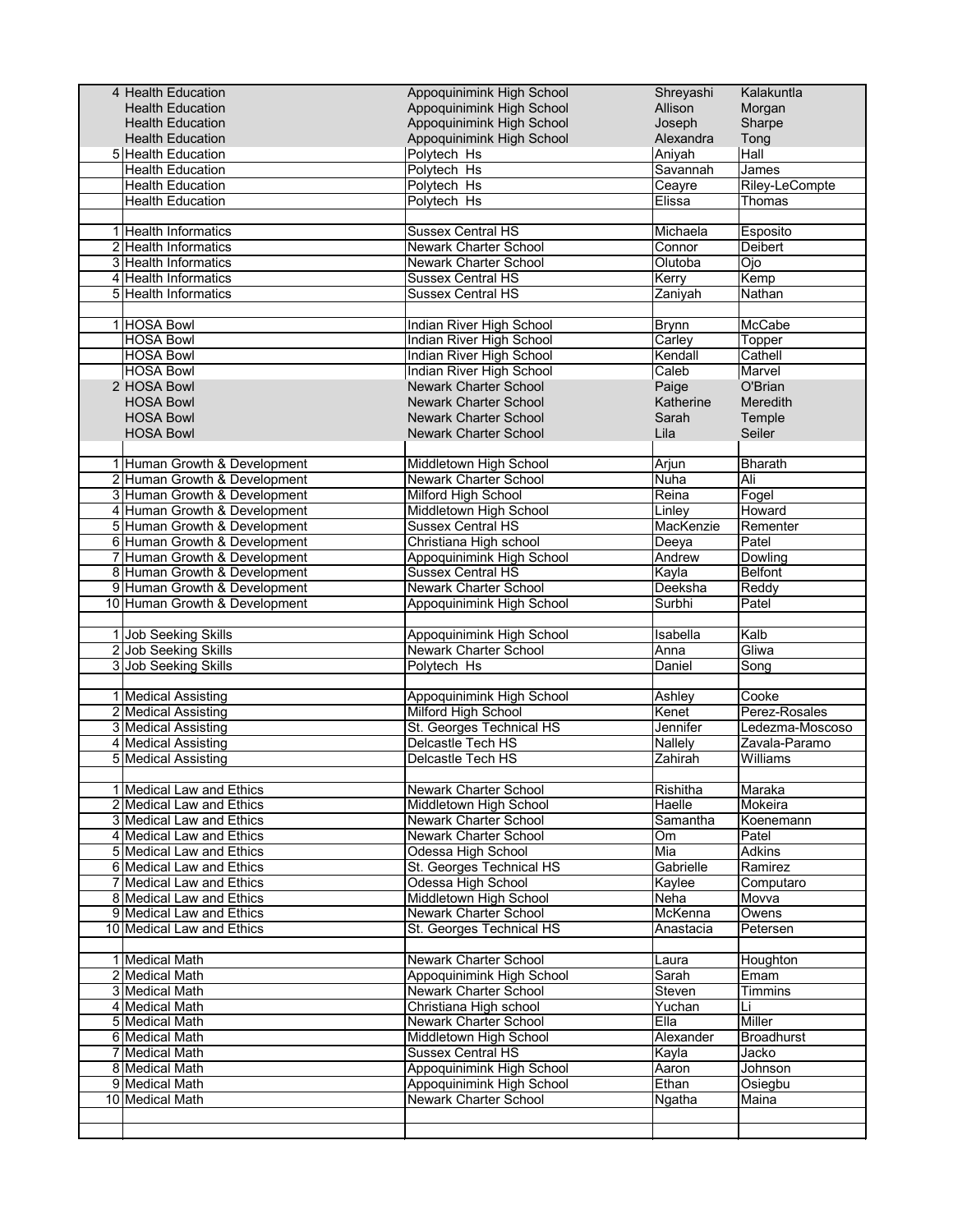| | | | | |
|---|---|---|---|---|
| 4 | Health Education | Appoquinimink High School | Shreyashi | Kalakuntla |
| | Health Education | Appoquinimink High School | Allison | Morgan |
| | Health Education | Appoquinimink High School | Joseph | Sharpe |
| | Health Education | Appoquinimink High School | Alexandra | Tong |
| 5 | Health Education | Polytech Hs | Aniyah | Hall |
| | Health Education | Polytech Hs | Savannah | James |
| | Health Education | Polytech Hs | Ceayre | Riley-LeCompte |
| | Health Education | Polytech Hs | Elissa | Thomas |
| | | | | |
| 1 | Health Informatics | Sussex Central HS | Michaela | Esposito |
| 2 | Health Informatics | Newark Charter School | Connor | Deibert |
| 3 | Health Informatics | Newark Charter School | Olutoba | Ojo |
| 4 | Health Informatics | Sussex Central HS | Kerry | Kemp |
| 5 | Health Informatics | Sussex Central HS | Zaniyah | Nathan |
| | | | | |
| 1 | HOSA Bowl | Indian River High School | Brynn | McCabe |
| | HOSA Bowl | Indian River High School | Carley | Topper |
| | HOSA Bowl | Indian River High School | Kendall | Cathell |
| | HOSA Bowl | Indian River High School | Caleb | Marvel |
| 2 | HOSA Bowl | Newark Charter School | Paige | O'Brian |
| | HOSA Bowl | Newark Charter School | Katherine | Meredith |
| | HOSA Bowl | Newark Charter School | Sarah | Temple |
| | HOSA Bowl | Newark Charter School | Lila | Seiler |
| | | | | |
| 1 | Human Growth & Development | Middletown High School | Arjun | Bharath |
| 2 | Human Growth & Development | Newark Charter School | Nuha | Ali |
| 3 | Human Growth & Development | Milford High School | Reina | Fogel |
| 4 | Human Growth & Development | Middletown High School | Linley | Howard |
| 5 | Human Growth & Development | Sussex Central HS | MacKenzie | Rementer |
| 6 | Human Growth & Development | Christiana High school | Deeya | Patel |
| 7 | Human Growth & Development | Appoquinimink High School | Andrew | Dowling |
| 8 | Human Growth & Development | Sussex Central HS | Kayla | Belfont |
| 9 | Human Growth & Development | Newark Charter School | Deeksha | Reddy |
| 10 | Human Growth & Development | Appoquinimink High School | Surbhi | Patel |
| | | | | |
| 1 | Job Seeking Skills | Appoquinimink High School | Isabella | Kalb |
| 2 | Job Seeking Skills | Newark Charter School | Anna | Gliwa |
| 3 | Job Seeking Skills | Polytech Hs | Daniel | Song |
| | | | | |
| 1 | Medical Assisting | Appoquinimink High School | Ashley | Cooke |
| 2 | Medical Assisting | Milford High School | Kenet | Perez-Rosales |
| 3 | Medical Assisting | St. Georges Technical HS | Jennifer | Ledezma-Moscoso |
| 4 | Medical Assisting | Delcastle Tech HS | Nallely | Zavala-Paramo |
| 5 | Medical Assisting | Delcastle Tech HS | Zahirah | Williams |
| | | | | |
| 1 | Medical Law and Ethics | Newark Charter School | Rishitha | Maraka |
| 2 | Medical Law and Ethics | Middletown High School | Haelle | Mokeira |
| 3 | Medical Law and Ethics | Newark Charter School | Samantha | Koenemann |
| 4 | Medical Law and Ethics | Newark Charter School | Om | Patel |
| 5 | Medical Law and Ethics | Odessa High School | Mia | Adkins |
| 6 | Medical Law and Ethics | St. Georges Technical HS | Gabrielle | Ramirez |
| 7 | Medical Law and Ethics | Odessa High School | Kaylee | Computaro |
| 8 | Medical Law and Ethics | Middletown High School | Neha | Movva |
| 9 | Medical Law and Ethics | Newark Charter School | McKenna | Owens |
| 10 | Medical Law and Ethics | St. Georges Technical HS | Anastacia | Petersen |
| | | | | |
| 1 | Medical Math | Newark Charter School | Laura | Houghton |
| 2 | Medical Math | Appoquinimink High School | Sarah | Emam |
| 3 | Medical Math | Newark Charter School | Steven | Timmins |
| 4 | Medical Math | Christiana High school | Yuchan | Li |
| 5 | Medical Math | Newark Charter School | Ella | Miller |
| 6 | Medical Math | Middletown High School | Alexander | Broadhurst |
| 7 | Medical Math | Sussex Central HS | Kayla | Jacko |
| 8 | Medical Math | Appoquinimink High School | Aaron | Johnson |
| 9 | Medical Math | Appoquinimink High School | Ethan | Osiegbu |
| 10 | Medical Math | Newark Charter School | Ngatha | Maina |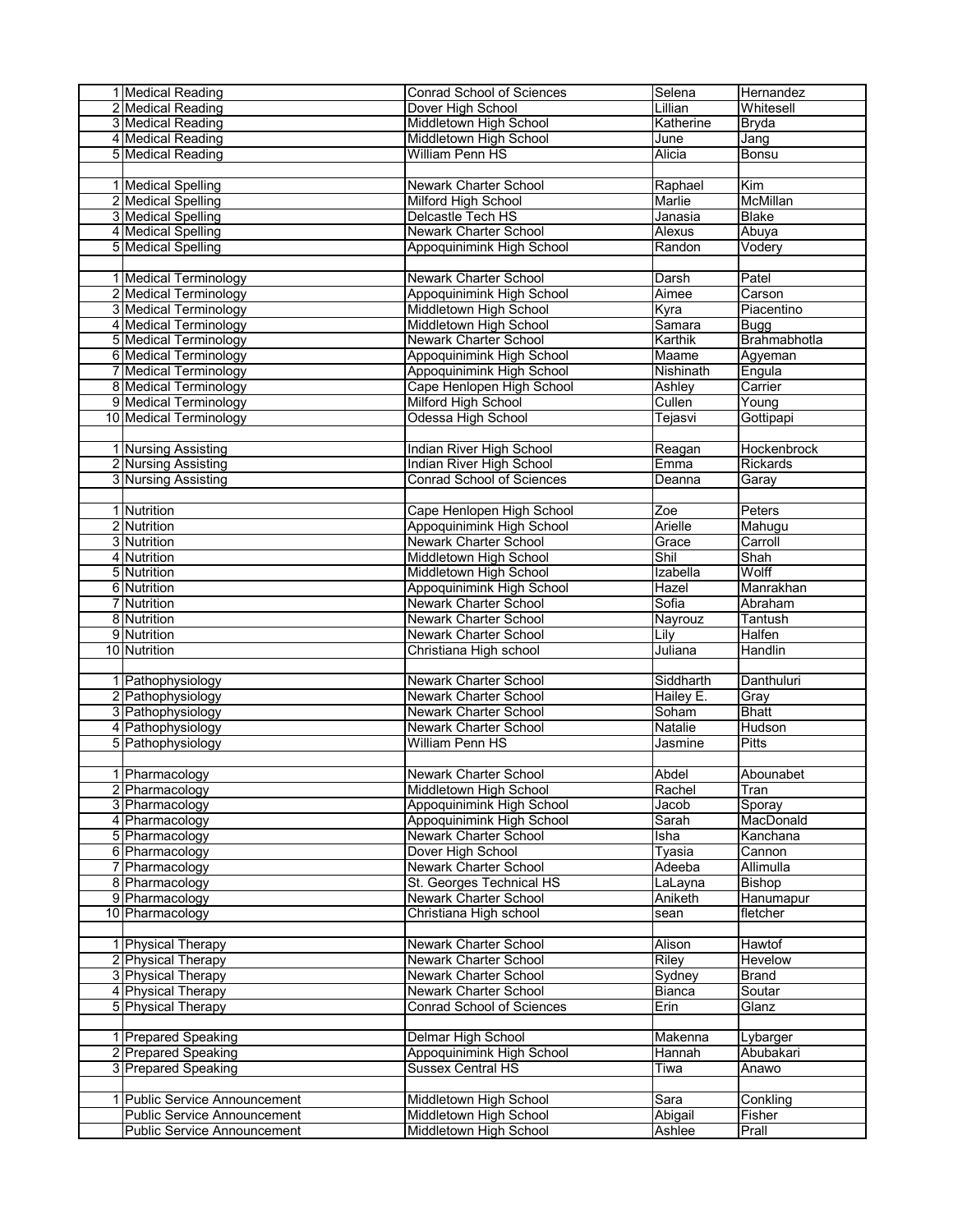| | | | | |
|---|---|---|---|---|
| 1 | Medical Reading | Conrad School of Sciences | Selena | Hernandez |
| 2 | Medical Reading | Dover High School | Lillian | Whitesell |
| 3 | Medical Reading | Middletown High School | Katherine | Bryda |
| 4 | Medical Reading | Middletown High School | June | Jang |
| 5 | Medical Reading | William Penn HS | Alicia | Bonsu |
| | | | | |
| 1 | Medical Spelling | Newark Charter School | Raphael | Kim |
| 2 | Medical Spelling | Milford High School | Marlie | McMillan |
| 3 | Medical Spelling | Delcastle Tech HS | Janasia | Blake |
| 4 | Medical Spelling | Newark Charter School | Alexus | Abuya |
| 5 | Medical Spelling | Appoquinimink High School | Randon | Vodery |
| | | | | |
| 1 | Medical Terminology | Newark Charter School | Darsh | Patel |
| 2 | Medical Terminology | Appoquinimink High School | Aimee | Carson |
| 3 | Medical Terminology | Middletown High School | Kyra | Piacentino |
| 4 | Medical Terminology | Middletown High School | Samara | Bugg |
| 5 | Medical Terminology | Newark Charter School | Karthik | Brahmabhotla |
| 6 | Medical Terminology | Appoquinimink High School | Maame | Agyeman |
| 7 | Medical Terminology | Appoquinimink High School | Nishinath | Engula |
| 8 | Medical Terminology | Cape Henlopen High School | Ashley | Carrier |
| 9 | Medical Terminology | Milford High School | Cullen | Young |
| 10 | Medical Terminology | Odessa High School | Tejasvi | Gottipapi |
| | | | | |
| 1 | Nursing Assisting | Indian River High School | Reagan | Hockenbrock |
| 2 | Nursing Assisting | Indian River High School | Emma | Rickards |
| 3 | Nursing Assisting | Conrad School of Sciences | Deanna | Garay |
| | | | | |
| 1 | Nutrition | Cape Henlopen High School | Zoe | Peters |
| 2 | Nutrition | Appoquinimink High School | Arielle | Mahugu |
| 3 | Nutrition | Newark Charter School | Grace | Carroll |
| 4 | Nutrition | Middletown High School | Shil | Shah |
| 5 | Nutrition | Middletown High School | Izabella | Wolff |
| 6 | Nutrition | Appoquinimink High School | Hazel | Manrakhan |
| 7 | Nutrition | Newark Charter School | Sofia | Abraham |
| 8 | Nutrition | Newark Charter School | Nayrouz | Tantush |
| 9 | Nutrition | Newark Charter School | Lily | Halfen |
| 10 | Nutrition | Christiana High school | Juliana | Handlin |
| | | | | |
| 1 | Pathophysiology | Newark Charter School | Siddharth | Danthuluri |
| 2 | Pathophysiology | Newark Charter School | Hailey E. | Gray |
| 3 | Pathophysiology | Newark Charter School | Soham | Bhatt |
| 4 | Pathophysiology | Newark Charter School | Natalie | Hudson |
| 5 | Pathophysiology | William Penn HS | Jasmine | Pitts |
| | | | | |
| 1 | Pharmacology | Newark Charter School | Abdel | Abounabet |
| 2 | Pharmacology | Middletown High School | Rachel | Tran |
| 3 | Pharmacology | Appoquinimink High School | Jacob | Sporay |
| 4 | Pharmacology | Appoquinimink High School | Sarah | MacDonald |
| 5 | Pharmacology | Newark Charter School | Isha | Kanchana |
| 6 | Pharmacology | Dover High School | Tyasia | Cannon |
| 7 | Pharmacology | Newark Charter School | Adeeba | Allimulla |
| 8 | Pharmacology | St. Georges Technical HS | LaLayna | Bishop |
| 9 | Pharmacology | Newark Charter School | Aniketh | Hanumapur |
| 10 | Pharmacology | Christiana High school | sean | fletcher |
| | | | | |
| 1 | Physical Therapy | Newark Charter School | Alison | Hawtof |
| 2 | Physical Therapy | Newark Charter School | Riley | Hevelow |
| 3 | Physical Therapy | Newark Charter School | Sydney | Brand |
| 4 | Physical Therapy | Newark Charter School | Bianca | Soutar |
| 5 | Physical Therapy | Conrad School of Sciences | Erin | Glanz |
| | | | | |
| 1 | Prepared Speaking | Delmar High School | Makenna | Lybarger |
| 2 | Prepared Speaking | Appoquinimink High School | Hannah | Abubakari |
| 3 | Prepared Speaking | Sussex Central HS | Tiwa | Anawo |
| | | | | |
| 1 | Public Service Announcement | Middletown High School | Sara | Conkling |
| | Public Service Announcement | Middletown High School | Abigail | Fisher |
| | Public Service Announcement | Middletown High School | Ashlee | Prall |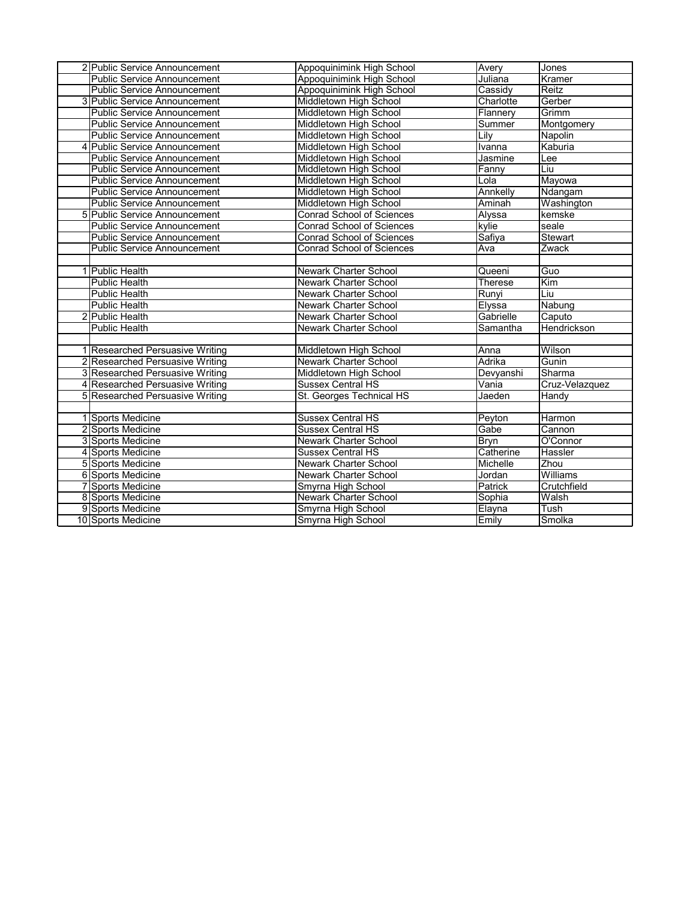| | | | | |
|---|---|---|---|---|
| 2 | Public Service Announcement | Appoquinimink High School | Avery | Jones |
| | Public Service Announcement | Appoquinimink High School | Juliana | Kramer |
| | Public Service Announcement | Appoquinimink High School | Cassidy | Reitz |
| 3 | Public Service Announcement | Middletown High School | Charlotte | Gerber |
| | Public Service Announcement | Middletown High School | Flannery | Grimm |
| | Public Service Announcement | Middletown High School | Summer | Montgomery |
| | Public Service Announcement | Middletown High School | Lily | Napolin |
| 4 | Public Service Announcement | Middletown High School | Ivanna | Kaburia |
| | Public Service Announcement | Middletown High School | Jasmine | Lee |
| | Public Service Announcement | Middletown High School | Fanny | Liu |
| | Public Service Announcement | Middletown High School | Lola | Mayowa |
| | Public Service Announcement | Middletown High School | Annkelly | Ndangam |
| | Public Service Announcement | Middletown High School | Aminah | Washington |
| 5 | Public Service Announcement | Conrad School of Sciences | Alyssa | kemske |
| | Public Service Announcement | Conrad School of Sciences | kylie | seale |
| | Public Service Announcement | Conrad School of Sciences | Safiya | Stewart |
| | Public Service Announcement | Conrad School of Sciences | Ava | Zwack |
| | | | | |
| 1 | Public Health | Newark Charter School | Queeni | Guo |
| | Public Health | Newark Charter School | Therese | Kim |
| | Public Health | Newark Charter School | Runyi | Liu |
| | Public Health | Newark Charter School | Elyssa | Nabung |
| 2 | Public Health | Newark Charter School | Gabrielle | Caputo |
| | Public Health | Newark Charter School | Samantha | Hendrickson |
| | | | | |
| 1 | Researched Persuasive Writing | Middletown High School | Anna | Wilson |
| 2 | Researched Persuasive Writing | Newark Charter School | Adrika | Gunin |
| 3 | Researched Persuasive Writing | Middletown High School | Devyanshi | Sharma |
| 4 | Researched Persuasive Writing | Sussex Central HS | Vania | Cruz-Velazquez |
| 5 | Researched Persuasive Writing | St. Georges Technical HS | Jaeden | Handy |
| | | | | |
| 1 | Sports Medicine | Sussex Central HS | Peyton | Harmon |
| 2 | Sports Medicine | Sussex Central HS | Gabe | Cannon |
| 3 | Sports Medicine | Newark Charter School | Bryn | O'Connor |
| 4 | Sports Medicine | Sussex Central HS | Catherine | Hassler |
| 5 | Sports Medicine | Newark Charter School | Michelle | Zhou |
| 6 | Sports Medicine | Newark Charter School | Jordan | Williams |
| 7 | Sports Medicine | Smyrna High School | Patrick | Crutchfield |
| 8 | Sports Medicine | Newark Charter School | Sophia | Walsh |
| 9 | Sports Medicine | Smyrna High School | Elayna | Tush |
| 10 | Sports Medicine | Smyrna High School | Emily | Smolka |